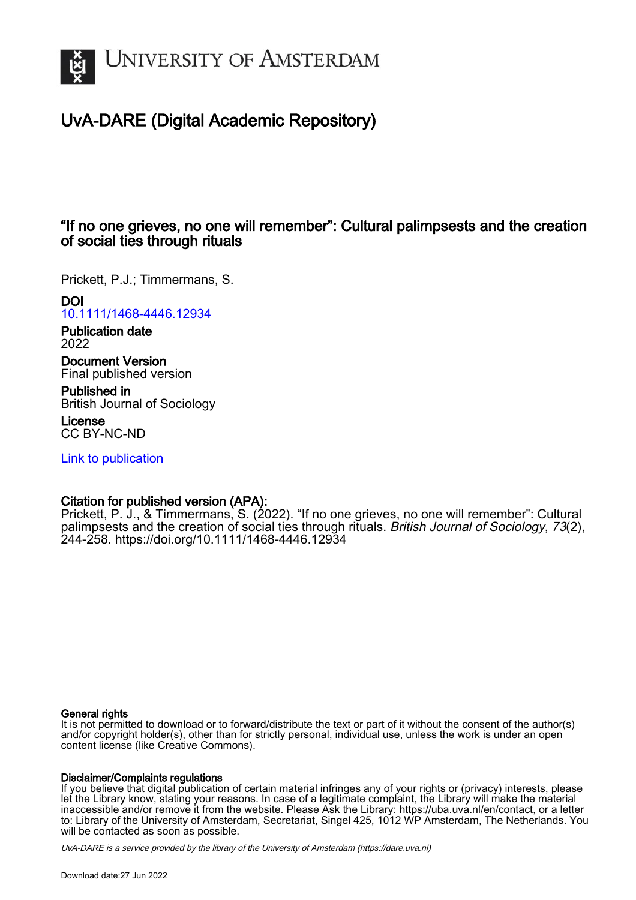# UvA-DARE (Digital Academic Repository)

## "If no one grieves, no one will remember": Cultural palimpsests and the creation of social ties through rituals

Prickett, P.J.; Timmermans, S.

**DOI**
10.1111/1468-4446.12934

**Publication date**
2022

**Document Version**
Final published version

**Published in**
British Journal of Sociology

**License**
CC BY-NC-ND

Link to publication

**Citation for published version (APA):**
Prickett, P. J., & Timmermans, S. (2022). "If no one grieves, no one will remember": Cultural palimpsests and the creation of social ties through rituals. *British Journal of Sociology*, *73*(2), 244-258. https://doi.org/10.1111/1468-4446.12934

**General rights**
It is not permitted to download or to forward/distribute the text or part of it without the consent of the author(s) and/or copyright holder(s), other than for strictly personal, individual use, unless the work is under an open content license (like Creative Commons).

**Disclaimer/Complaints regulations**
If you believe that digital publication of certain material infringes any of your rights or (privacy) interests, please let the Library know, stating your reasons. In case of a legitimate complaint, the Library will make the material inaccessible and/or remove it from the website. Please Ask the Library: https://uba.uva.nl/en/contact, or a letter to: Library of the University of Amsterdam, Secretariat, Singel 425, 1012 WP Amsterdam, The Netherlands. You will be contacted as soon as possible.

UvA-DARE is a service provided by the library of the University of Amsterdam (https://dare.uva.nl)

Download date:27 Jun 2022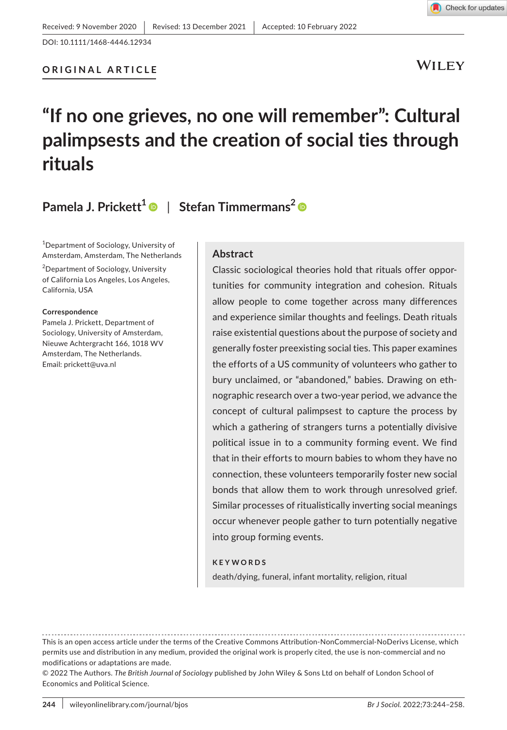Received: 9 November 2020 | Revised: 13 December 2021 | Accepted: 10 February 2022

DOI: 10.1111/1468-4446.12934

**ORIGINAL ARTICLE**

# "If no one grieves, no one will remember": Cultural palimpsests and the creation of social ties through rituals

**Pamela J. Prickett**[1] | **Stefan Timmermans**[2]

[1]Department of Sociology, University of Amsterdam, Amsterdam, The Netherlands

[2]Department of Sociology, University of California Los Angeles, Los Angeles, California, USA

**Correspondence**
Pamela J. Prickett, Department of Sociology, University of Amsterdam, Nieuwe Achtergracht 166, 1018 WV Amsterdam, The Netherlands.
Email: prickett@uva.nl

## Abstract

Classic sociological theories hold that rituals offer opportunities for community integration and cohesion. Rituals allow people to come together across many differences and experience similar thoughts and feelings. Death rituals raise existential questions about the purpose of society and generally foster preexisting social ties. This paper examines the efforts of a US community of volunteers who gather to bury unclaimed, or "abandoned," babies. Drawing on ethnographic research over a two-year period, we advance the concept of cultural palimpsest to capture the process by which a gathering of strangers turns a potentially divisive political issue in to a community forming event. We find that in their efforts to mourn babies to whom they have no connection, these volunteers temporarily foster new social bonds that allow them to work through unresolved grief. Similar processes of ritualistically inverting social meanings occur whenever people gather to turn potentially negative into group forming events.

**KEYWORDS**

death/dying, funeral, infant mortality, religion, ritual

This is an open access article under the terms of the Creative Commons Attribution-NonCommercial-NoDerivs License, which permits use and distribution in any medium, provided the original work is properly cited, the use is non-commercial and no modifications or adaptations are made.
© 2022 The Authors. *The British Journal of Sociology* published by John Wiley & Sons Ltd on behalf of London School of Economics and Political Science.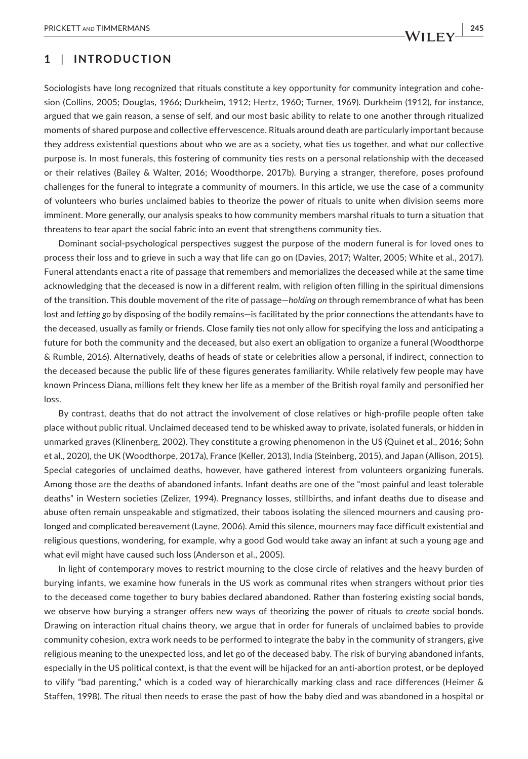## 1 | INTRODUCTION

Sociologists have long recognized that rituals constitute a key opportunity for community integration and cohesion (Collins, 2005; Douglas, 1966; Durkheim, 1912; Hertz, 1960; Turner, 1969). Durkheim (1912), for instance, argued that we gain reason, a sense of self, and our most basic ability to relate to one another through ritualized moments of shared purpose and collective effervescence. Rituals around death are particularly important because they address existential questions about who we are as a society, what ties us together, and what our collective purpose is. In most funerals, this fostering of community ties rests on a personal relationship with the deceased or their relatives (Bailey & Walter, 2016; Woodthorpe, 2017b). Burying a stranger, therefore, poses profound challenges for the funeral to integrate a community of mourners. In this article, we use the case of a community of volunteers who buries unclaimed babies to theorize the power of rituals to unite when division seems more imminent. More generally, our analysis speaks to how community members marshal rituals to turn a situation that threatens to tear apart the social fabric into an event that strengthens community ties.

Dominant social-psychological perspectives suggest the purpose of the modern funeral is for loved ones to process their loss and to grieve in such a way that life can go on (Davies, 2017; Walter, 2005; White et al., 2017). Funeral attendants enact a rite of passage that remembers and memorializes the deceased while at the same time acknowledging that the deceased is now in a different realm, with religion often filling in the spiritual dimensions of the transition. This double movement of the rite of passage—*holding on* through remembrance of what has been lost and *letting go* by disposing of the bodily remains—is facilitated by the prior connections the attendants have to the deceased, usually as family or friends. Close family ties not only allow for specifying the loss and anticipating a future for both the community and the deceased, but also exert an obligation to organize a funeral (Woodthorpe & Rumble, 2016). Alternatively, deaths of heads of state or celebrities allow a personal, if indirect, connection to the deceased because the public life of these figures generates familiarity. While relatively few people may have known Princess Diana, millions felt they knew her life as a member of the British royal family and personified her loss.

By contrast, deaths that do not attract the involvement of close relatives or high-profile people often take place without public ritual. Unclaimed deceased tend to be whisked away to private, isolated funerals, or hidden in unmarked graves (Klinenberg, 2002). They constitute a growing phenomenon in the US (Quinet et al., 2016; Sohn et al., 2020), the UK (Woodthorpe, 2017a), France (Keller, 2013), India (Steinberg, 2015), and Japan (Allison, 2015). Special categories of unclaimed deaths, however, have gathered interest from volunteers organizing funerals. Among those are the deaths of abandoned infants. Infant deaths are one of the "most painful and least tolerable deaths" in Western societies (Zelizer, 1994). Pregnancy losses, stillbirths, and infant deaths due to disease and abuse often remain unspeakable and stigmatized, their taboos isolating the silenced mourners and causing prolonged and complicated bereavement (Layne, 2006). Amid this silence, mourners may face difficult existential and religious questions, wondering, for example, why a good God would take away an infant at such a young age and what evil might have caused such loss (Anderson et al., 2005).

In light of contemporary moves to restrict mourning to the close circle of relatives and the heavy burden of burying infants, we examine how funerals in the US work as communal rites when strangers without prior ties to the deceased come together to bury babies declared abandoned. Rather than fostering existing social bonds, we observe how burying a stranger offers new ways of theorizing the power of rituals to *create* social bonds. Drawing on interaction ritual chains theory, we argue that in order for funerals of unclaimed babies to provide community cohesion, extra work needs to be performed to integrate the baby in the community of strangers, give religious meaning to the unexpected loss, and let go of the deceased baby. The risk of burying abandoned infants, especially in the US political context, is that the event will be hijacked for an anti-abortion protest, or be deployed to vilify "bad parenting," which is a coded way of hierarchically marking class and race differences (Heimer & Staffen, 1998). The ritual then needs to erase the past of how the baby died and was abandoned in a hospital or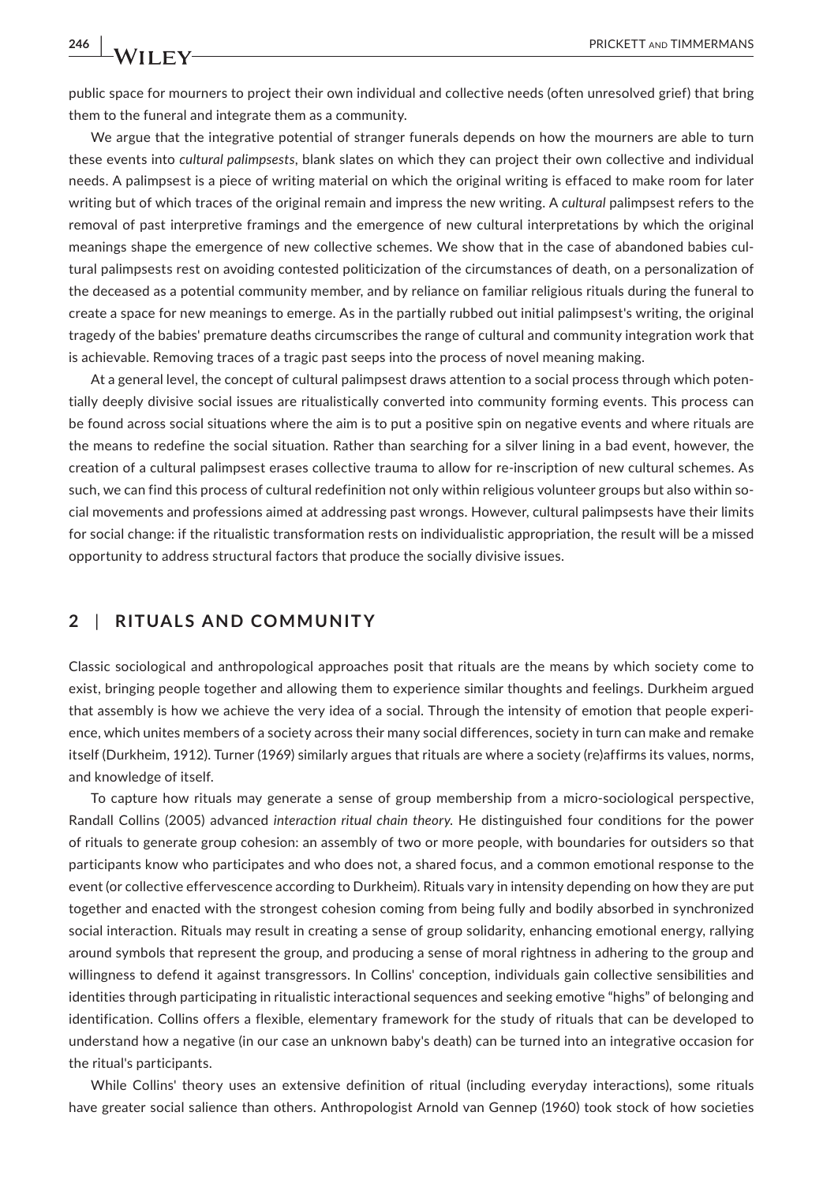public space for mourners to project their own individual and collective needs (often unresolved grief) that bring them to the funeral and integrate them as a community.

We argue that the integrative potential of stranger funerals depends on how the mourners are able to turn these events into *cultural palimpsests*, blank slates on which they can project their own collective and individual needs. A palimpsest is a piece of writing material on which the original writing is effaced to make room for later writing but of which traces of the original remain and impress the new writing. A *cultural* palimpsest refers to the removal of past interpretive framings and the emergence of new cultural interpretations by which the original meanings shape the emergence of new collective schemes. We show that in the case of abandoned babies cultural palimpsests rest on avoiding contested politicization of the circumstances of death, on a personalization of the deceased as a potential community member, and by reliance on familiar religious rituals during the funeral to create a space for new meanings to emerge. As in the partially rubbed out initial palimpsest's writing, the original tragedy of the babies' premature deaths circumscribes the range of cultural and community integration work that is achievable. Removing traces of a tragic past seeps into the process of novel meaning making.

At a general level, the concept of cultural palimpsest draws attention to a social process through which potentially deeply divisive social issues are ritualistically converted into community forming events. This process can be found across social situations where the aim is to put a positive spin on negative events and where rituals are the means to redefine the social situation. Rather than searching for a silver lining in a bad event, however, the creation of a cultural palimpsest erases collective trauma to allow for re-inscription of new cultural schemes. As such, we can find this process of cultural redefinition not only within religious volunteer groups but also within social movements and professions aimed at addressing past wrongs. However, cultural palimpsests have their limits for social change: if the ritualistic transformation rests on individualistic appropriation, the result will be a missed opportunity to address structural factors that produce the socially divisive issues.

## 2 | RITUALS AND COMMUNITY

Classic sociological and anthropological approaches posit that rituals are the means by which society come to exist, bringing people together and allowing them to experience similar thoughts and feelings. Durkheim argued that assembly is how we achieve the very idea of a social. Through the intensity of emotion that people experience, which unites members of a society across their many social differences, society in turn can make and remake itself (Durkheim, 1912). Turner (1969) similarly argues that rituals are where a society (re)affirms its values, norms, and knowledge of itself.

To capture how rituals may generate a sense of group membership from a micro-sociological perspective, Randall Collins (2005) advanced *interaction ritual chain theory*. He distinguished four conditions for the power of rituals to generate group cohesion: an assembly of two or more people, with boundaries for outsiders so that participants know who participates and who does not, a shared focus, and a common emotional response to the event (or collective effervescence according to Durkheim). Rituals vary in intensity depending on how they are put together and enacted with the strongest cohesion coming from being fully and bodily absorbed in synchronized social interaction. Rituals may result in creating a sense of group solidarity, enhancing emotional energy, rallying around symbols that represent the group, and producing a sense of moral rightness in adhering to the group and willingness to defend it against transgressors. In Collins' conception, individuals gain collective sensibilities and identities through participating in ritualistic interactional sequences and seeking emotive "highs" of belonging and identification. Collins offers a flexible, elementary framework for the study of rituals that can be developed to understand how a negative (in our case an unknown baby's death) can be turned into an integrative occasion for the ritual's participants.

While Collins' theory uses an extensive definition of ritual (including everyday interactions), some rituals have greater social salience than others. Anthropologist Arnold van Gennep (1960) took stock of how societies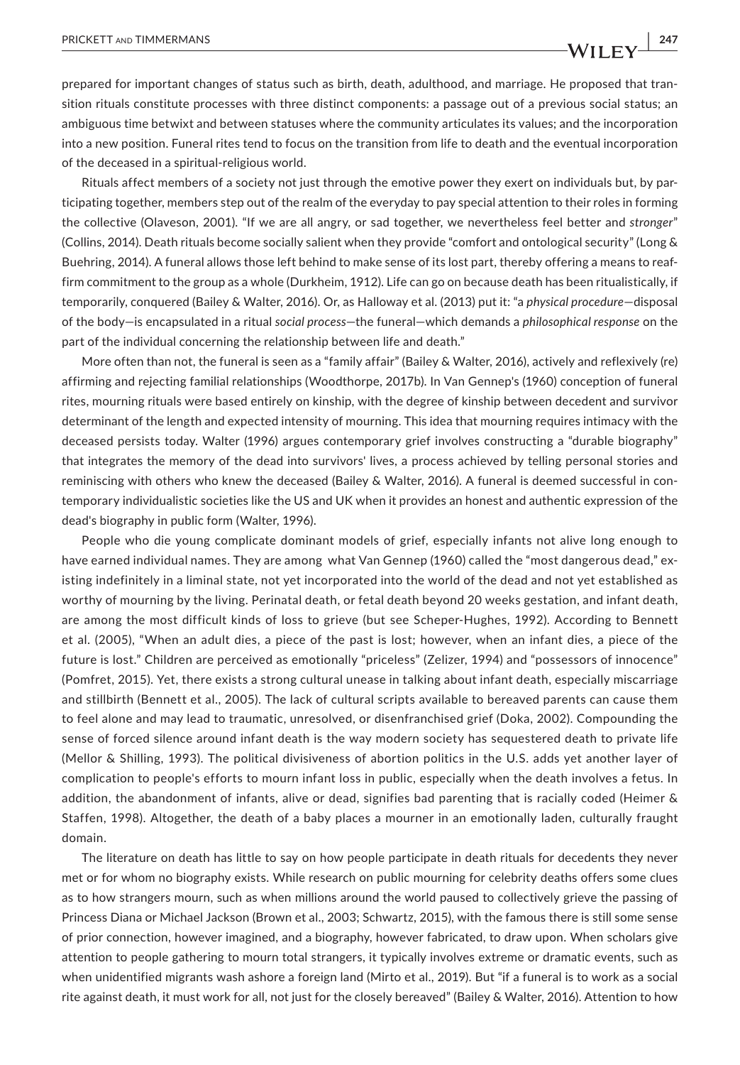prepared for important changes of status such as birth, death, adulthood, and marriage. He proposed that transition rituals constitute processes with three distinct components: a passage out of a previous social status; an ambiguous time betwixt and between statuses where the community articulates its values; and the incorporation into a new position. Funeral rites tend to focus on the transition from life to death and the eventual incorporation of the deceased in a spiritual-religious world.

Rituals affect members of a society not just through the emotive power they exert on individuals but, by participating together, members step out of the realm of the everyday to pay special attention to their roles in forming the collective (Olaveson, 2001). "If we are all angry, or sad together, we nevertheless feel better and *stronger*" (Collins, 2014). Death rituals become socially salient when they provide "comfort and ontological security" (Long & Buehring, 2014). A funeral allows those left behind to make sense of its lost part, thereby offering a means to reaffirm commitment to the group as a whole (Durkheim, 1912). Life can go on because death has been ritualistically, if temporarily, conquered (Bailey & Walter, 2016). Or, as Halloway et al. (2013) put it: "a *physical procedure*—disposal of the body—is encapsulated in a ritual *social process*—the funeral—which demands a *philosophical response* on the part of the individual concerning the relationship between life and death."

More often than not, the funeral is seen as a "family affair" (Bailey & Walter, 2016), actively and reflexively (re) affirming and rejecting familial relationships (Woodthorpe, 2017b). In Van Gennep's (1960) conception of funeral rites, mourning rituals were based entirely on kinship, with the degree of kinship between decedent and survivor determinant of the length and expected intensity of mourning. This idea that mourning requires intimacy with the deceased persists today. Walter (1996) argues contemporary grief involves constructing a "durable biography" that integrates the memory of the dead into survivors' lives, a process achieved by telling personal stories and reminiscing with others who knew the deceased (Bailey & Walter, 2016). A funeral is deemed successful in contemporary individualistic societies like the US and UK when it provides an honest and authentic expression of the dead's biography in public form (Walter, 1996).

People who die young complicate dominant models of grief, especially infants not alive long enough to have earned individual names. They are among what Van Gennep (1960) called the "most dangerous dead," existing indefinitely in a liminal state, not yet incorporated into the world of the dead and not yet established as worthy of mourning by the living. Perinatal death, or fetal death beyond 20 weeks gestation, and infant death, are among the most difficult kinds of loss to grieve (but see Scheper-Hughes, 1992). According to Bennett et al. (2005), "When an adult dies, a piece of the past is lost; however, when an infant dies, a piece of the future is lost." Children are perceived as emotionally "priceless" (Zelizer, 1994) and "possessors of innocence" (Pomfret, 2015). Yet, there exists a strong cultural unease in talking about infant death, especially miscarriage and stillbirth (Bennett et al., 2005). The lack of cultural scripts available to bereaved parents can cause them to feel alone and may lead to traumatic, unresolved, or disenfranchised grief (Doka, 2002). Compounding the sense of forced silence around infant death is the way modern society has sequestered death to private life (Mellor & Shilling, 1993). The political divisiveness of abortion politics in the U.S. adds yet another layer of complication to people's efforts to mourn infant loss in public, especially when the death involves a fetus. In addition, the abandonment of infants, alive or dead, signifies bad parenting that is racially coded (Heimer & Staffen, 1998). Altogether, the death of a baby places a mourner in an emotionally laden, culturally fraught domain.

The literature on death has little to say on how people participate in death rituals for decedents they never met or for whom no biography exists. While research on public mourning for celebrity deaths offers some clues as to how strangers mourn, such as when millions around the world paused to collectively grieve the passing of Princess Diana or Michael Jackson (Brown et al., 2003; Schwartz, 2015), with the famous there is still some sense of prior connection, however imagined, and a biography, however fabricated, to draw upon. When scholars give attention to people gathering to mourn total strangers, it typically involves extreme or dramatic events, such as when unidentified migrants wash ashore a foreign land (Mirto et al., 2019). But "if a funeral is to work as a social rite against death, it must work for all, not just for the closely bereaved" (Bailey & Walter, 2016). Attention to how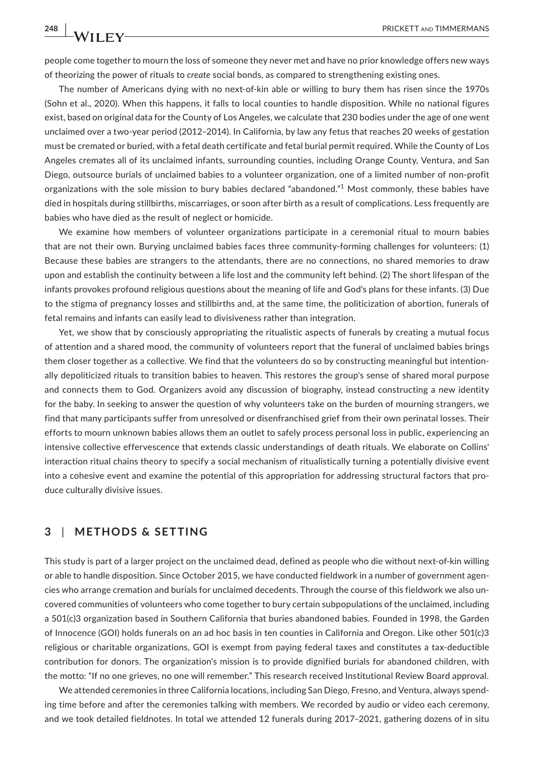people come together to mourn the loss of someone they never met and have no prior knowledge offers new ways of theorizing the power of rituals to *create* social bonds, as compared to strengthening existing ones.

The number of Americans dying with no next-of-kin able or willing to bury them has risen since the 1970s (Sohn et al., 2020). When this happens, it falls to local counties to handle disposition. While no national figures exist, based on original data for the County of Los Angeles, we calculate that 230 bodies under the age of one went unclaimed over a two-year period (2012–2014). In California, by law any fetus that reaches 20 weeks of gestation must be cremated or buried, with a fetal death certificate and fetal burial permit required. While the County of Los Angeles cremates all of its unclaimed infants, surrounding counties, including Orange County, Ventura, and San Diego, outsource burials of unclaimed babies to a volunteer organization, one of a limited number of non-profit organizations with the sole mission to bury babies declared "abandoned."[1] Most commonly, these babies have died in hospitals during stillbirths, miscarriages, or soon after birth as a result of complications. Less frequently are babies who have died as the result of neglect or homicide.

We examine how members of volunteer organizations participate in a ceremonial ritual to mourn babies that are not their own. Burying unclaimed babies faces three community-forming challenges for volunteers: (1) Because these babies are strangers to the attendants, there are no connections, no shared memories to draw upon and establish the continuity between a life lost and the community left behind. (2) The short lifespan of the infants provokes profound religious questions about the meaning of life and God's plans for these infants. (3) Due to the stigma of pregnancy losses and stillbirths and, at the same time, the politicization of abortion, funerals of fetal remains and infants can easily lead to divisiveness rather than integration.

Yet, we show that by consciously appropriating the ritualistic aspects of funerals by creating a mutual focus of attention and a shared mood, the community of volunteers report that the funeral of unclaimed babies brings them closer together as a collective. We find that the volunteers do so by constructing meaningful but intentionally depoliticized rituals to transition babies to heaven. This restores the group's sense of shared moral purpose and connects them to God. Organizers avoid any discussion of biography, instead constructing a new identity for the baby. In seeking to answer the question of why volunteers take on the burden of mourning strangers, we find that many participants suffer from unresolved or disenfranchised grief from their own perinatal losses. Their efforts to mourn unknown babies allows them an outlet to safely process personal loss in public, experiencing an intensive collective effervescence that extends classic understandings of death rituals. We elaborate on Collins' interaction ritual chains theory to specify a social mechanism of ritualistically turning a potentially divisive event into a cohesive event and examine the potential of this appropriation for addressing structural factors that produce culturally divisive issues.

## 3 | METHODS & SETTING

This study is part of a larger project on the unclaimed dead, defined as people who die without next-of-kin willing or able to handle disposition. Since October 2015, we have conducted fieldwork in a number of government agencies who arrange cremation and burials for unclaimed decedents. Through the course of this fieldwork we also uncovered communities of volunteers who come together to bury certain subpopulations of the unclaimed, including a 501(c)3 organization based in Southern California that buries abandoned babies. Founded in 1998, the Garden of Innocence (GOI) holds funerals on an ad hoc basis in ten counties in California and Oregon. Like other 501(c)3 religious or charitable organizations, GOI is exempt from paying federal taxes and constitutes a tax-deductible contribution for donors. The organization's mission is to provide dignified burials for abandoned children, with the motto: "If no one grieves, no one will remember." This research received Institutional Review Board approval.

We attended ceremonies in three California locations, including San Diego, Fresno, and Ventura, always spending time before and after the ceremonies talking with members. We recorded by audio or video each ceremony, and we took detailed fieldnotes. In total we attended 12 funerals during 2017–2021, gathering dozens of in situ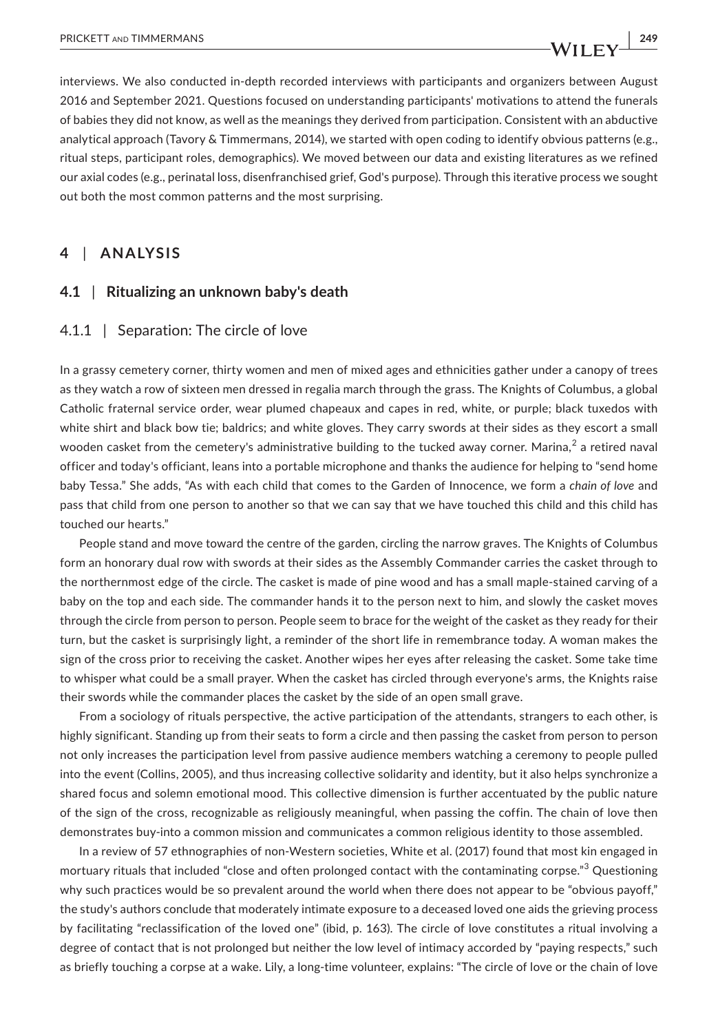interviews. We also conducted in-depth recorded interviews with participants and organizers between August 2016 and September 2021. Questions focused on understanding participants' motivations to attend the funerals of babies they did not know, as well as the meanings they derived from participation. Consistent with an abductive analytical approach (Tavory & Timmermans, 2014), we started with open coding to identify obvious patterns (e.g., ritual steps, participant roles, demographics). We moved between our data and existing literatures as we refined our axial codes (e.g., perinatal loss, disenfranchised grief, God's purpose). Through this iterative process we sought out both the most common patterns and the most surprising.

## 4 | ANALYSIS

### 4.1 | Ritualizing an unknown baby's death

#### 4.1.1 | Separation: The circle of love

In a grassy cemetery corner, thirty women and men of mixed ages and ethnicities gather under a canopy of trees as they watch a row of sixteen men dressed in regalia march through the grass. The Knights of Columbus, a global Catholic fraternal service order, wear plumed chapeaux and capes in red, white, or purple; black tuxedos with white shirt and black bow tie; baldrics; and white gloves. They carry swords at their sides as they escort a small wooden casket from the cemetery's administrative building to the tucked away corner. Marina,[2] a retired naval officer and today's officiant, leans into a portable microphone and thanks the audience for helping to "send home baby Tessa." She adds, "As with each child that comes to the Garden of Innocence, we form a *chain of love* and pass that child from one person to another so that we can say that we have touched this child and this child has touched our hearts."

People stand and move toward the centre of the garden, circling the narrow graves. The Knights of Columbus form an honorary dual row with swords at their sides as the Assembly Commander carries the casket through to the northernmost edge of the circle. The casket is made of pine wood and has a small maple-stained carving of a baby on the top and each side. The commander hands it to the person next to him, and slowly the casket moves through the circle from person to person. People seem to brace for the weight of the casket as they ready for their turn, but the casket is surprisingly light, a reminder of the short life in remembrance today. A woman makes the sign of the cross prior to receiving the casket. Another wipes her eyes after releasing the casket. Some take time to whisper what could be a small prayer. When the casket has circled through everyone's arms, the Knights raise their swords while the commander places the casket by the side of an open small grave.

From a sociology of rituals perspective, the active participation of the attendants, strangers to each other, is highly significant. Standing up from their seats to form a circle and then passing the casket from person to person not only increases the participation level from passive audience members watching a ceremony to people pulled into the event (Collins, 2005), and thus increasing collective solidarity and identity, but it also helps synchronize a shared focus and solemn emotional mood. This collective dimension is further accentuated by the public nature of the sign of the cross, recognizable as religiously meaningful, when passing the coffin. The chain of love then demonstrates buy-into a common mission and communicates a common religious identity to those assembled.

In a review of 57 ethnographies of non-Western societies, White et al. (2017) found that most kin engaged in mortuary rituals that included "close and often prolonged contact with the contaminating corpse."[3] Questioning why such practices would be so prevalent around the world when there does not appear to be "obvious payoff," the study's authors conclude that moderately intimate exposure to a deceased loved one aids the grieving process by facilitating "reclassification of the loved one" (ibid, p. 163). The circle of love constitutes a ritual involving a degree of contact that is not prolonged but neither the low level of intimacy accorded by "paying respects," such as briefly touching a corpse at a wake. Lily, a long-time volunteer, explains: "The circle of love or the chain of love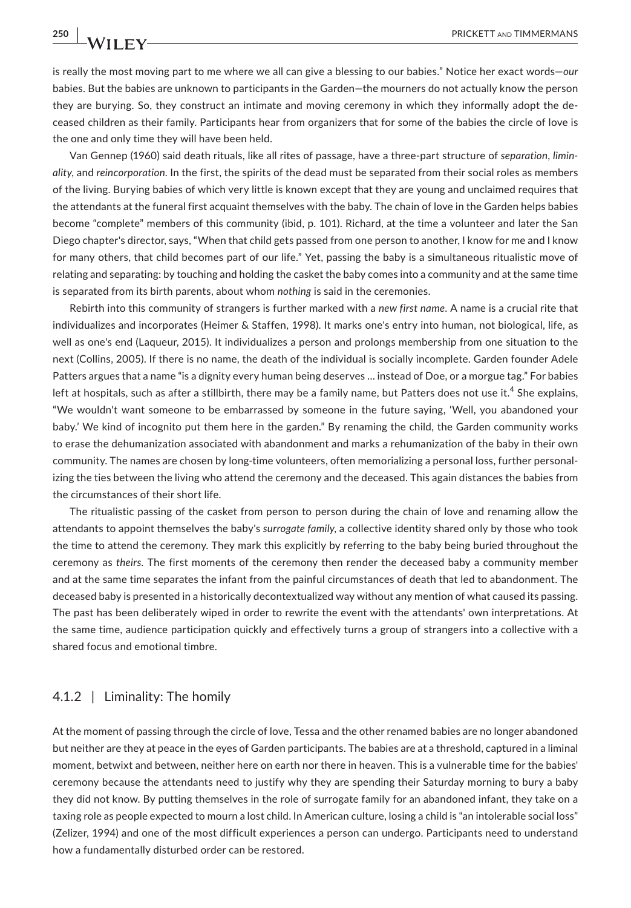is really the most moving part to me where we all can give a blessing to our babies." Notice her exact words—*our* babies. But the babies are unknown to participants in the Garden—the mourners do not actually know the person they are burying. So, they construct an intimate and moving ceremony in which they informally adopt the deceased children as their family. Participants hear from organizers that for some of the babies the circle of love is the one and only time they will have been held.

Van Gennep (1960) said death rituals, like all rites of passage, have a three-part structure of *separation*, *liminality*, and *reincorporation*. In the first, the spirits of the dead must be separated from their social roles as members of the living. Burying babies of which very little is known except that they are young and unclaimed requires that the attendants at the funeral first acquaint themselves with the baby. The chain of love in the Garden helps babies become "complete" members of this community (ibid, p. 101). Richard, at the time a volunteer and later the San Diego chapter's director, says, "When that child gets passed from one person to another, I know for me and I know for many others, that child becomes part of our life." Yet, passing the baby is a simultaneous ritualistic move of relating and separating: by touching and holding the casket the baby comes into a community and at the same time is separated from its birth parents, about whom *nothing* is said in the ceremonies.

Rebirth into this community of strangers is further marked with a *new first name*. A name is a crucial rite that individualizes and incorporates (Heimer & Staffen, 1998). It marks one's entry into human, not biological, life, as well as one's end (Laqueur, 2015). It individualizes a person and prolongs membership from one situation to the next (Collins, 2005). If there is no name, the death of the individual is socially incomplete. Garden founder Adele Patters argues that a name "is a dignity every human being deserves … instead of Doe, or a morgue tag." For babies left at hospitals, such as after a stillbirth, there may be a family name, but Patters does not use it.[4] She explains, "We wouldn't want someone to be embarrassed by someone in the future saying, 'Well, you abandoned your baby.' We kind of incognito put them here in the garden." By renaming the child, the Garden community works to erase the dehumanization associated with abandonment and marks a rehumanization of the baby in their own community. The names are chosen by long-time volunteers, often memorializing a personal loss, further personalizing the ties between the living who attend the ceremony and the deceased. This again distances the babies from the circumstances of their short life.

The ritualistic passing of the casket from person to person during the chain of love and renaming allow the attendants to appoint themselves the baby's *surrogate family*, a collective identity shared only by those who took the time to attend the ceremony. They mark this explicitly by referring to the baby being buried throughout the ceremony as *theirs*. The first moments of the ceremony then render the deceased baby a community member and at the same time separates the infant from the painful circumstances of death that led to abandonment. The deceased baby is presented in a historically decontextualized way without any mention of what caused its passing. The past has been deliberately wiped in order to rewrite the event with the attendants' own interpretations. At the same time, audience participation quickly and effectively turns a group of strangers into a collective with a shared focus and emotional timbre.

### 4.1.2 | Liminality: The homily

At the moment of passing through the circle of love, Tessa and the other renamed babies are no longer abandoned but neither are they at peace in the eyes of Garden participants. The babies are at a threshold, captured in a liminal moment, betwixt and between, neither here on earth nor there in heaven. This is a vulnerable time for the babies' ceremony because the attendants need to justify why they are spending their Saturday morning to bury a baby they did not know. By putting themselves in the role of surrogate family for an abandoned infant, they take on a taxing role as people expected to mourn a lost child. In American culture, losing a child is "an intolerable social loss" (Zelizer, 1994) and one of the most difficult experiences a person can undergo. Participants need to understand how a fundamentally disturbed order can be restored.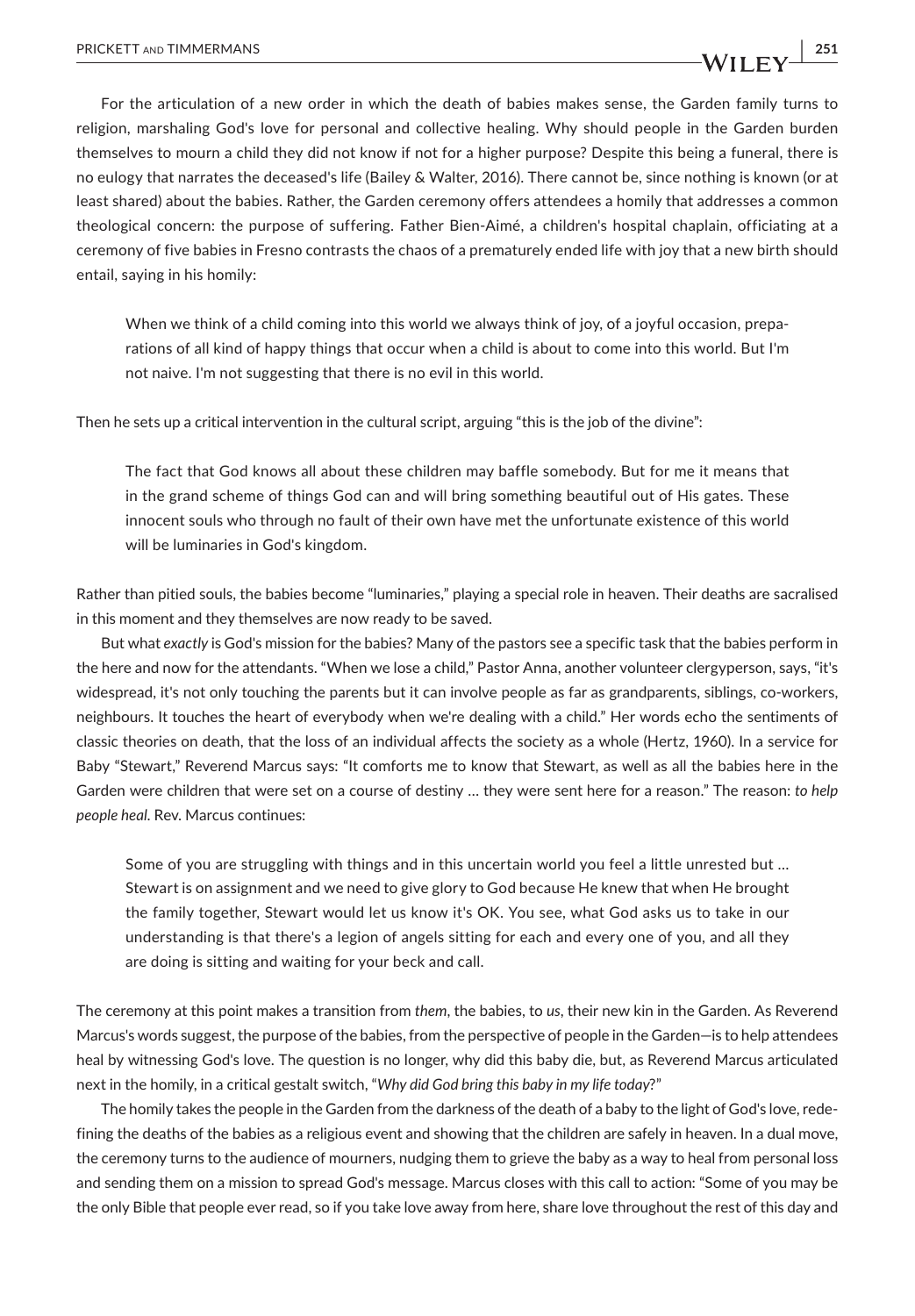For the articulation of a new order in which the death of babies makes sense, the Garden family turns to religion, marshaling God's love for personal and collective healing. Why should people in the Garden burden themselves to mourn a child they did not know if not for a higher purpose? Despite this being a funeral, there is no eulogy that narrates the deceased's life (Bailey & Walter, 2016). There cannot be, since nothing is known (or at least shared) about the babies. Rather, the Garden ceremony offers attendees a homily that addresses a common theological concern: the purpose of suffering. Father Bien-Aimé, a children's hospital chaplain, officiating at a ceremony of five babies in Fresno contrasts the chaos of a prematurely ended life with joy that a new birth should entail, saying in his homily:

> When we think of a child coming into this world we always think of joy, of a joyful occasion, preparations of all kind of happy things that occur when a child is about to come into this world. But I'm not naive. I'm not suggesting that there is no evil in this world.

Then he sets up a critical intervention in the cultural script, arguing "this is the job of the divine":

> The fact that God knows all about these children may baffle somebody. But for me it means that in the grand scheme of things God can and will bring something beautiful out of His gates. These innocent souls who through no fault of their own have met the unfortunate existence of this world will be luminaries in God's kingdom.

Rather than pitied souls, the babies become "luminaries," playing a special role in heaven. Their deaths are sacralised in this moment and they themselves are now ready to be saved.

But what *exactly* is God's mission for the babies? Many of the pastors see a specific task that the babies perform in the here and now for the attendants. "When we lose a child," Pastor Anna, another volunteer clergyperson, says, "it's widespread, it's not only touching the parents but it can involve people as far as grandparents, siblings, co-workers, neighbours. It touches the heart of everybody when we're dealing with a child." Her words echo the sentiments of classic theories on death, that the loss of an individual affects the society as a whole (Hertz, 1960). In a service for Baby "Stewart," Reverend Marcus says: "It comforts me to know that Stewart, as well as all the babies here in the Garden were children that were set on a course of destiny … they were sent here for a reason." The reason: *to help people heal.* Rev. Marcus continues:

> Some of you are struggling with things and in this uncertain world you feel a little unrested but … Stewart is on assignment and we need to give glory to God because He knew that when He brought the family together, Stewart would let us know it's OK. You see, what God asks us to take in our understanding is that there's a legion of angels sitting for each and every one of you, and all they are doing is sitting and waiting for your beck and call.

The ceremony at this point makes a transition from *them*, the babies, to *us*, their new kin in the Garden. As Reverend Marcus's words suggest, the purpose of the babies, from the perspective of people in the Garden—is to help attendees heal by witnessing God's love. The question is no longer, why did this baby die, but, as Reverend Marcus articulated next in the homily, in a critical gestalt switch, "*Why did God bring this baby in my life today?*"

The homily takes the people in the Garden from the darkness of the death of a baby to the light of God's love, redefining the deaths of the babies as a religious event and showing that the children are safely in heaven. In a dual move, the ceremony turns to the audience of mourners, nudging them to grieve the baby as a way to heal from personal loss and sending them on a mission to spread God's message. Marcus closes with this call to action: "Some of you may be the only Bible that people ever read, so if you take love away from here, share love throughout the rest of this day and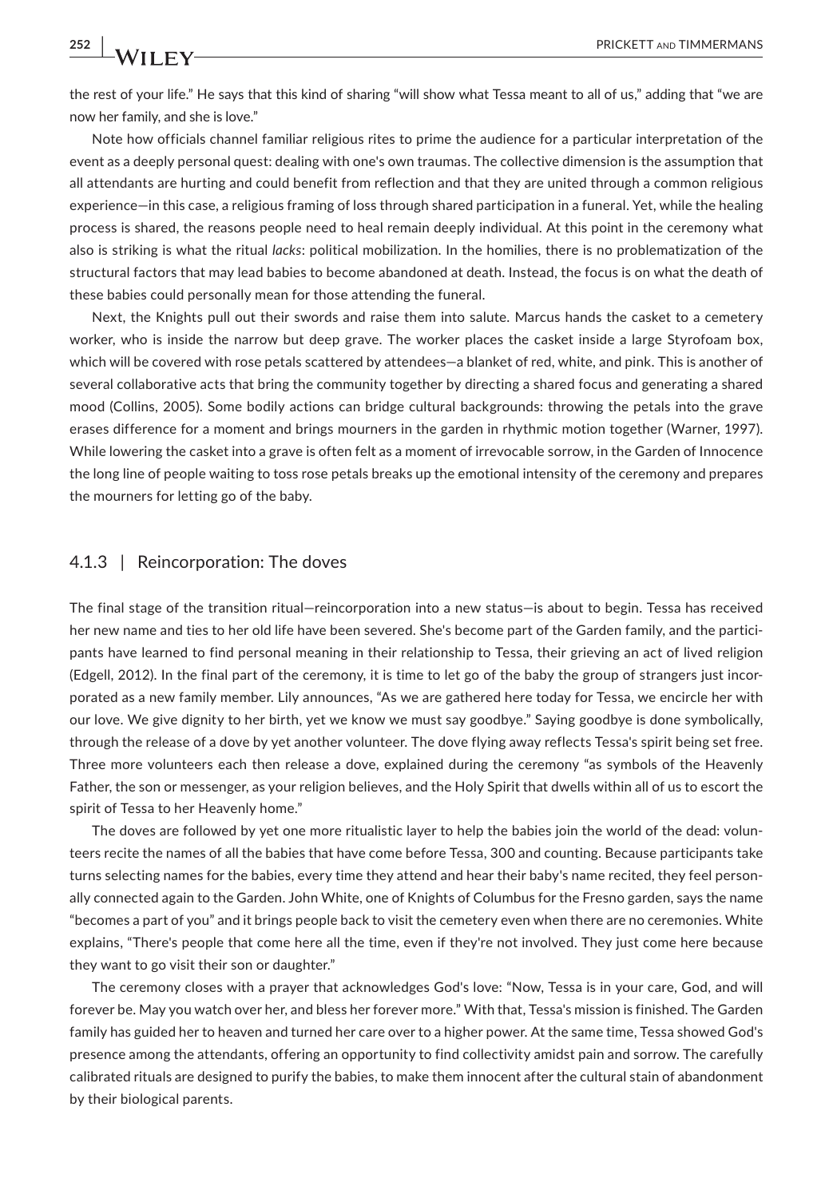the rest of your life." He says that this kind of sharing "will show what Tessa meant to all of us," adding that "we are now her family, and she is love."

Note how officials channel familiar religious rites to prime the audience for a particular interpretation of the event as a deeply personal quest: dealing with one's own traumas. The collective dimension is the assumption that all attendants are hurting and could benefit from reflection and that they are united through a common religious experience—in this case, a religious framing of loss through shared participation in a funeral. Yet, while the healing process is shared, the reasons people need to heal remain deeply individual. At this point in the ceremony what also is striking is what the ritual *lacks*: political mobilization. In the homilies, there is no problematization of the structural factors that may lead babies to become abandoned at death. Instead, the focus is on what the death of these babies could personally mean for those attending the funeral.

Next, the Knights pull out their swords and raise them into salute. Marcus hands the casket to a cemetery worker, who is inside the narrow but deep grave. The worker places the casket inside a large Styrofoam box, which will be covered with rose petals scattered by attendees—a blanket of red, white, and pink. This is another of several collaborative acts that bring the community together by directing a shared focus and generating a shared mood (Collins, 2005). Some bodily actions can bridge cultural backgrounds: throwing the petals into the grave erases difference for a moment and brings mourners in the garden in rhythmic motion together (Warner, 1997). While lowering the casket into a grave is often felt as a moment of irrevocable sorrow, in the Garden of Innocence the long line of people waiting to toss rose petals breaks up the emotional intensity of the ceremony and prepares the mourners for letting go of the baby.

### 4.1.3 | Reincorporation: The doves

The final stage of the transition ritual—reincorporation into a new status—is about to begin. Tessa has received her new name and ties to her old life have been severed. She's become part of the Garden family, and the participants have learned to find personal meaning in their relationship to Tessa, their grieving an act of lived religion (Edgell, 2012). In the final part of the ceremony, it is time to let go of the baby the group of strangers just incorporated as a new family member. Lily announces, "As we are gathered here today for Tessa, we encircle her with our love. We give dignity to her birth, yet we know we must say goodbye." Saying goodbye is done symbolically, through the release of a dove by yet another volunteer. The dove flying away reflects Tessa's spirit being set free. Three more volunteers each then release a dove, explained during the ceremony "as symbols of the Heavenly Father, the son or messenger, as your religion believes, and the Holy Spirit that dwells within all of us to escort the spirit of Tessa to her Heavenly home."

The doves are followed by yet one more ritualistic layer to help the babies join the world of the dead: volunteers recite the names of all the babies that have come before Tessa, 300 and counting. Because participants take turns selecting names for the babies, every time they attend and hear their baby's name recited, they feel personally connected again to the Garden. John White, one of Knights of Columbus for the Fresno garden, says the name "becomes a part of you" and it brings people back to visit the cemetery even when there are no ceremonies. White explains, "There's people that come here all the time, even if they're not involved. They just come here because they want to go visit their son or daughter."

The ceremony closes with a prayer that acknowledges God's love: "Now, Tessa is in your care, God, and will forever be. May you watch over her, and bless her forever more." With that, Tessa's mission is finished. The Garden family has guided her to heaven and turned her care over to a higher power. At the same time, Tessa showed God's presence among the attendants, offering an opportunity to find collectivity amidst pain and sorrow. The carefully calibrated rituals are designed to purify the babies, to make them innocent after the cultural stain of abandonment by their biological parents.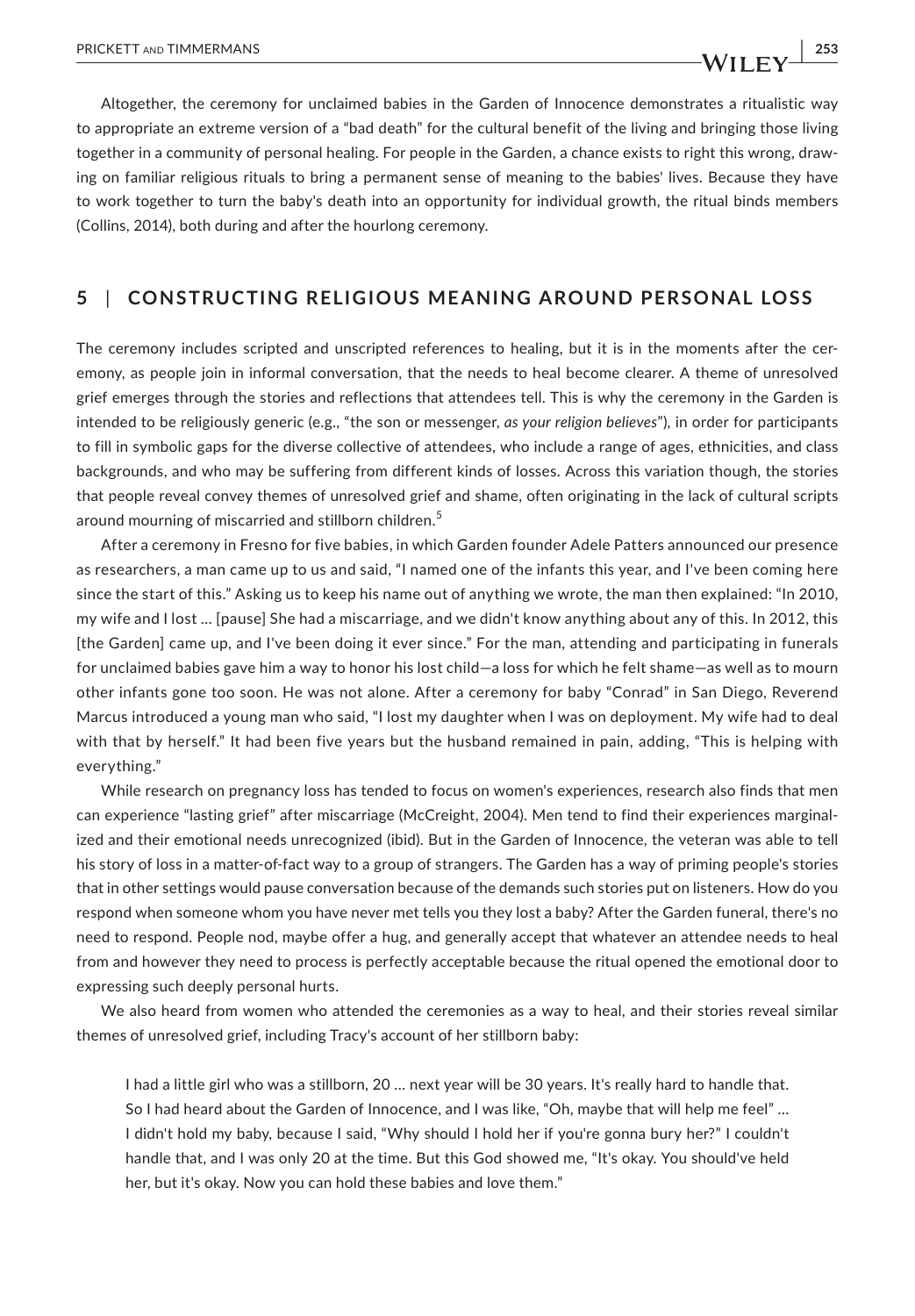Altogether, the ceremony for unclaimed babies in the Garden of Innocence demonstrates a ritualistic way to appropriate an extreme version of a "bad death" for the cultural benefit of the living and bringing those living together in a community of personal healing. For people in the Garden, a chance exists to right this wrong, drawing on familiar religious rituals to bring a permanent sense of meaning to the babies' lives. Because they have to work together to turn the baby's death into an opportunity for individual growth, the ritual binds members (Collins, 2014), both during and after the hourlong ceremony.

## 5 | CONSTRUCTING RELIGIOUS MEANING AROUND PERSONAL LOSS

The ceremony includes scripted and unscripted references to healing, but it is in the moments after the ceremony, as people join in informal conversation, that the needs to heal become clearer. A theme of unresolved grief emerges through the stories and reflections that attendees tell. This is why the ceremony in the Garden is intended to be religiously generic (e.g., "the son or messenger, *as your religion believes*"), in order for participants to fill in symbolic gaps for the diverse collective of attendees, who include a range of ages, ethnicities, and class backgrounds, and who may be suffering from different kinds of losses. Across this variation though, the stories that people reveal convey themes of unresolved grief and shame, often originating in the lack of cultural scripts around mourning of miscarried and stillborn children.[5]

After a ceremony in Fresno for five babies, in which Garden founder Adele Patters announced our presence as researchers, a man came up to us and said, "I named one of the infants this year, and I've been coming here since the start of this." Asking us to keep his name out of anything we wrote, the man then explained: "In 2010, my wife and I lost ... [pause] She had a miscarriage, and we didn't know anything about any of this. In 2012, this [the Garden] came up, and I've been doing it ever since." For the man, attending and participating in funerals for unclaimed babies gave him a way to honor his lost child—a loss for which he felt shame—as well as to mourn other infants gone too soon. He was not alone. After a ceremony for baby "Conrad" in San Diego, Reverend Marcus introduced a young man who said, "I lost my daughter when I was on deployment. My wife had to deal with that by herself." It had been five years but the husband remained in pain, adding, "This is helping with everything."

While research on pregnancy loss has tended to focus on women's experiences, research also finds that men can experience "lasting grief" after miscarriage (McCreight, 2004). Men tend to find their experiences marginalized and their emotional needs unrecognized (ibid). But in the Garden of Innocence, the veteran was able to tell his story of loss in a matter-of-fact way to a group of strangers. The Garden has a way of priming people's stories that in other settings would pause conversation because of the demands such stories put on listeners. How do you respond when someone whom you have never met tells you they lost a baby? After the Garden funeral, there's no need to respond. People nod, maybe offer a hug, and generally accept that whatever an attendee needs to heal from and however they need to process is perfectly acceptable because the ritual opened the emotional door to expressing such deeply personal hurts.

We also heard from women who attended the ceremonies as a way to heal, and their stories reveal similar themes of unresolved grief, including Tracy's account of her stillborn baby:

> I had a little girl who was a stillborn, 20 ... next year will be 30 years. It's really hard to handle that. So I had heard about the Garden of Innocence, and I was like, "Oh, maybe that will help me feel" ... I didn't hold my baby, because I said, "Why should I hold her if you're gonna bury her?" I couldn't handle that, and I was only 20 at the time. But this God showed me, "It's okay. You should've held her, but it's okay. Now you can hold these babies and love them."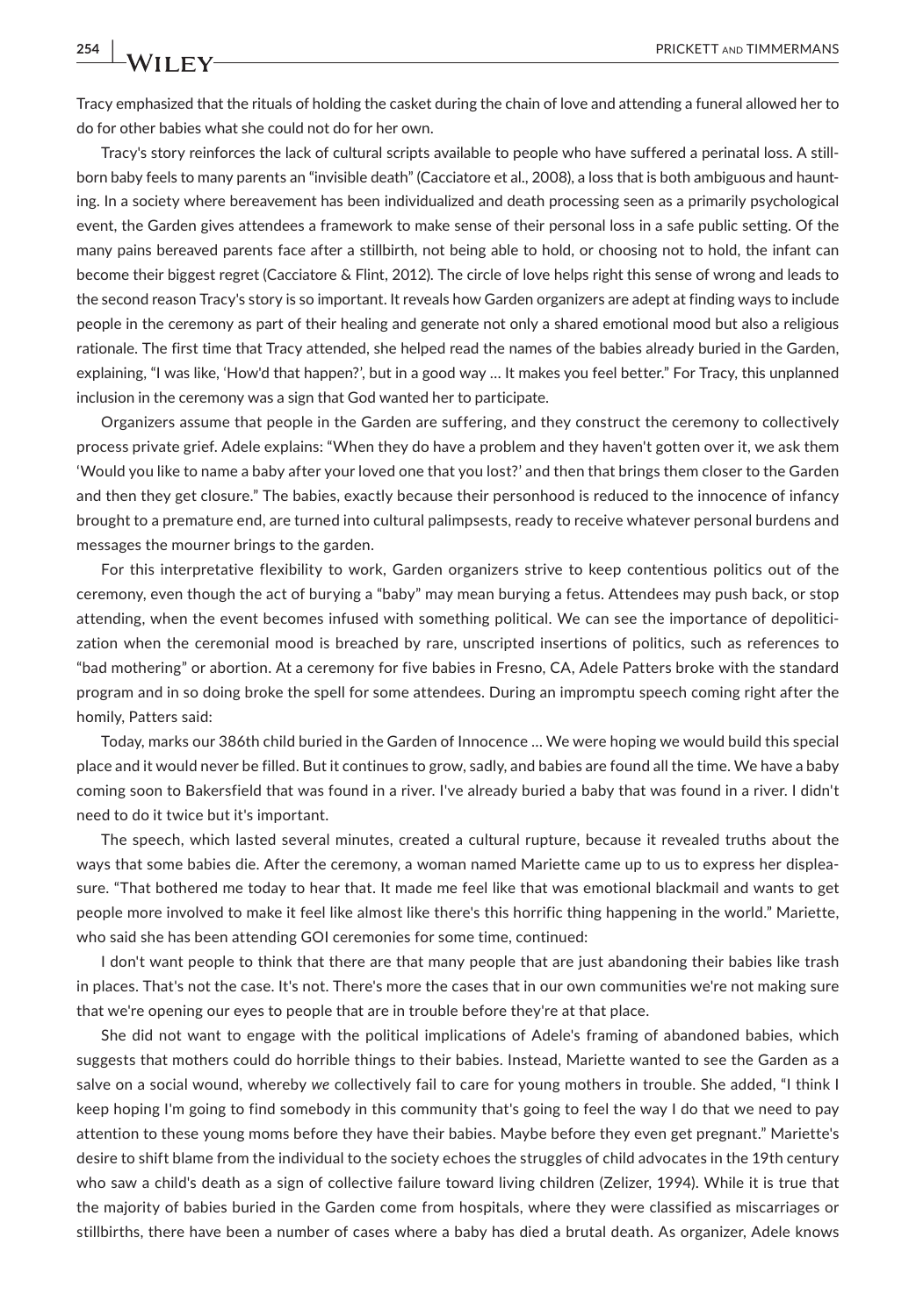Tracy emphasized that the rituals of holding the casket during the chain of love and attending a funeral allowed her to do for other babies what she could not do for her own.

Tracy's story reinforces the lack of cultural scripts available to people who have suffered a perinatal loss. A stillborn baby feels to many parents an "invisible death" (Cacciatore et al., 2008), a loss that is both ambiguous and haunting. In a society where bereavement has been individualized and death processing seen as a primarily psychological event, the Garden gives attendees a framework to make sense of their personal loss in a safe public setting. Of the many pains bereaved parents face after a stillbirth, not being able to hold, or choosing not to hold, the infant can become their biggest regret (Cacciatore & Flint, 2012). The circle of love helps right this sense of wrong and leads to the second reason Tracy's story is so important. It reveals how Garden organizers are adept at finding ways to include people in the ceremony as part of their healing and generate not only a shared emotional mood but also a religious rationale. The first time that Tracy attended, she helped read the names of the babies already buried in the Garden, explaining, "I was like, 'How'd that happen?', but in a good way … It makes you feel better." For Tracy, this unplanned inclusion in the ceremony was a sign that God wanted her to participate.

Organizers assume that people in the Garden are suffering, and they construct the ceremony to collectively process private grief. Adele explains: "When they do have a problem and they haven't gotten over it, we ask them 'Would you like to name a baby after your loved one that you lost?' and then that brings them closer to the Garden and then they get closure." The babies, exactly because their personhood is reduced to the innocence of infancy brought to a premature end, are turned into cultural palimpsests, ready to receive whatever personal burdens and messages the mourner brings to the garden.

For this interpretative flexibility to work, Garden organizers strive to keep contentious politics out of the ceremony, even though the act of burying a "baby" may mean burying a fetus. Attendees may push back, or stop attending, when the event becomes infused with something political. We can see the importance of depoliticization when the ceremonial mood is breached by rare, unscripted insertions of politics, such as references to "bad mothering" or abortion. At a ceremony for five babies in Fresno, CA, Adele Patters broke with the standard program and in so doing broke the spell for some attendees. During an impromptu speech coming right after the homily, Patters said:

Today, marks our 386th child buried in the Garden of Innocence … We were hoping we would build this special place and it would never be filled. But it continues to grow, sadly, and babies are found all the time. We have a baby coming soon to Bakersfield that was found in a river. I've already buried a baby that was found in a river. I didn't need to do it twice but it's important.

The speech, which lasted several minutes, created a cultural rupture, because it revealed truths about the ways that some babies die. After the ceremony, a woman named Mariette came up to us to express her displeasure. "That bothered me today to hear that. It made me feel like that was emotional blackmail and wants to get people more involved to make it feel like almost like there's this horrific thing happening in the world." Mariette, who said she has been attending GOI ceremonies for some time, continued:

I don't want people to think that there are that many people that are just abandoning their babies like trash in places. That's not the case. It's not. There's more the cases that in our own communities we're not making sure that we're opening our eyes to people that are in trouble before they're at that place.

She did not want to engage with the political implications of Adele's framing of abandoned babies, which suggests that mothers could do horrible things to their babies. Instead, Mariette wanted to see the Garden as a salve on a social wound, whereby *we* collectively fail to care for young mothers in trouble. She added, "I think I keep hoping I'm going to find somebody in this community that's going to feel the way I do that we need to pay attention to these young moms before they have their babies. Maybe before they even get pregnant." Mariette's desire to shift blame from the individual to the society echoes the struggles of child advocates in the 19th century who saw a child's death as a sign of collective failure toward living children (Zelizer, 1994). While it is true that the majority of babies buried in the Garden come from hospitals, where they were classified as miscarriages or stillbirths, there have been a number of cases where a baby has died a brutal death. As organizer, Adele knows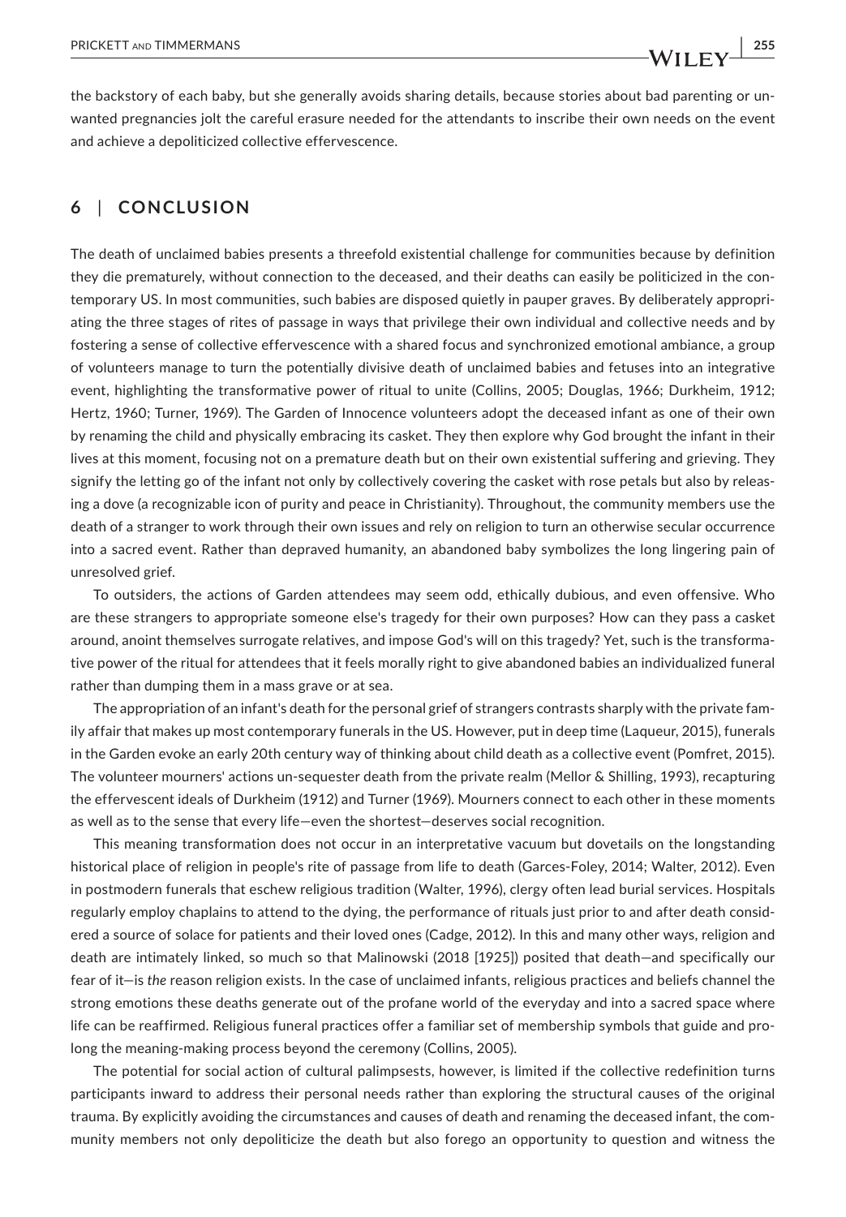the backstory of each baby, but she generally avoids sharing details, because stories about bad parenting or unwanted pregnancies jolt the careful erasure needed for the attendants to inscribe their own needs on the event and achieve a depoliticized collective effervescence.

## 6 | CONCLUSION

The death of unclaimed babies presents a threefold existential challenge for communities because by definition they die prematurely, without connection to the deceased, and their deaths can easily be politicized in the contemporary US. In most communities, such babies are disposed quietly in pauper graves. By deliberately appropriating the three stages of rites of passage in ways that privilege their own individual and collective needs and by fostering a sense of collective effervescence with a shared focus and synchronized emotional ambiance, a group of volunteers manage to turn the potentially divisive death of unclaimed babies and fetuses into an integrative event, highlighting the transformative power of ritual to unite (Collins, 2005; Douglas, 1966; Durkheim, 1912; Hertz, 1960; Turner, 1969). The Garden of Innocence volunteers adopt the deceased infant as one of their own by renaming the child and physically embracing its casket. They then explore why God brought the infant in their lives at this moment, focusing not on a premature death but on their own existential suffering and grieving. They signify the letting go of the infant not only by collectively covering the casket with rose petals but also by releasing a dove (a recognizable icon of purity and peace in Christianity). Throughout, the community members use the death of a stranger to work through their own issues and rely on religion to turn an otherwise secular occurrence into a sacred event. Rather than depraved humanity, an abandoned baby symbolizes the long lingering pain of unresolved grief.

To outsiders, the actions of Garden attendees may seem odd, ethically dubious, and even offensive. Who are these strangers to appropriate someone else's tragedy for their own purposes? How can they pass a casket around, anoint themselves surrogate relatives, and impose God's will on this tragedy? Yet, such is the transformative power of the ritual for attendees that it feels morally right to give abandoned babies an individualized funeral rather than dumping them in a mass grave or at sea.

The appropriation of an infant's death for the personal grief of strangers contrasts sharply with the private family affair that makes up most contemporary funerals in the US. However, put in deep time (Laqueur, 2015), funerals in the Garden evoke an early 20th century way of thinking about child death as a collective event (Pomfret, 2015). The volunteer mourners' actions un-sequester death from the private realm (Mellor & Shilling, 1993), recapturing the effervescent ideals of Durkheim (1912) and Turner (1969). Mourners connect to each other in these moments as well as to the sense that every life—even the shortest—deserves social recognition.

This meaning transformation does not occur in an interpretative vacuum but dovetails on the longstanding historical place of religion in people's rite of passage from life to death (Garces-Foley, 2014; Walter, 2012). Even in postmodern funerals that eschew religious tradition (Walter, 1996), clergy often lead burial services. Hospitals regularly employ chaplains to attend to the dying, the performance of rituals just prior to and after death considered a source of solace for patients and their loved ones (Cadge, 2012). In this and many other ways, religion and death are intimately linked, so much so that Malinowski (2018 [1925]) posited that death—and specifically our fear of it—is *the* reason religion exists. In the case of unclaimed infants, religious practices and beliefs channel the strong emotions these deaths generate out of the profane world of the everyday and into a sacred space where life can be reaffirmed. Religious funeral practices offer a familiar set of membership symbols that guide and prolong the meaning-making process beyond the ceremony (Collins, 2005).

The potential for social action of cultural palimpsests, however, is limited if the collective redefinition turns participants inward to address their personal needs rather than exploring the structural causes of the original trauma. By explicitly avoiding the circumstances and causes of death and renaming the deceased infant, the community members not only depoliticize the death but also forego an opportunity to question and witness the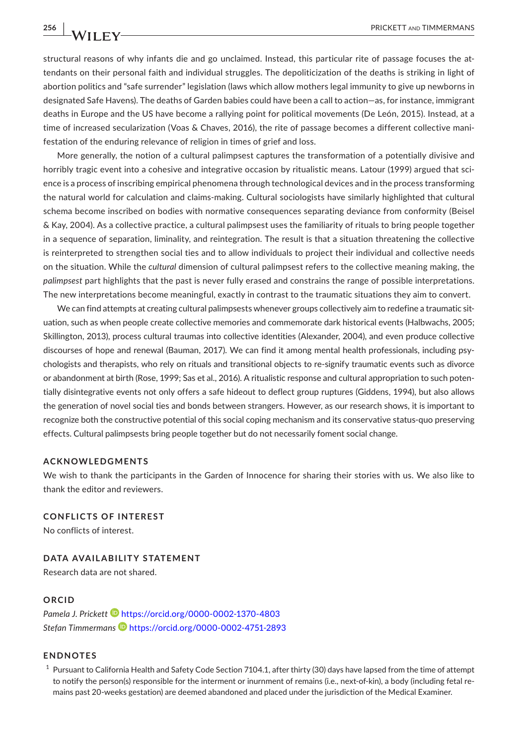structural reasons of why infants die and go unclaimed. Instead, this particular rite of passage focuses the attendants on their personal faith and individual struggles. The depoliticization of the deaths is striking in light of abortion politics and "safe surrender" legislation (laws which allow mothers legal immunity to give up newborns in designated Safe Havens). The deaths of Garden babies could have been a call to action—as, for instance, immigrant deaths in Europe and the US have become a rallying point for political movements (De León, 2015). Instead, at a time of increased secularization (Voas & Chaves, 2016), the rite of passage becomes a different collective manifestation of the enduring relevance of religion in times of grief and loss.

More generally, the notion of a cultural palimpsest captures the transformation of a potentially divisive and horribly tragic event into a cohesive and integrative occasion by ritualistic means. Latour (1999) argued that science is a process of inscribing empirical phenomena through technological devices and in the process transforming the natural world for calculation and claims-making. Cultural sociologists have similarly highlighted that cultural schema become inscribed on bodies with normative consequences separating deviance from conformity (Beisel & Kay, 2004). As a collective practice, a cultural palimpsest uses the familiarity of rituals to bring people together in a sequence of separation, liminality, and reintegration. The result is that a situation threatening the collective is reinterpreted to strengthen social ties and to allow individuals to project their individual and collective needs on the situation. While the *cultural* dimension of cultural palimpsest refers to the collective meaning making, the *palimpsest* part highlights that the past is never fully erased and constrains the range of possible interpretations. The new interpretations become meaningful, exactly in contrast to the traumatic situations they aim to convert.

We can find attempts at creating cultural palimpsests whenever groups collectively aim to redefine a traumatic situation, such as when people create collective memories and commemorate dark historical events (Halbwachs, 2005; Skillington, 2013), process cultural traumas into collective identities (Alexander, 2004), and even produce collective discourses of hope and renewal (Bauman, 2017). We can find it among mental health professionals, including psychologists and therapists, who rely on rituals and transitional objects to re-signify traumatic events such as divorce or abandonment at birth (Rose, 1999; Sas et al., 2016). A ritualistic response and cultural appropriation to such potentially disintegrative events not only offers a safe hideout to deflect group ruptures (Giddens, 1994), but also allows the generation of novel social ties and bonds between strangers. However, as our research shows, it is important to recognize both the constructive potential of this social coping mechanism and its conservative status-quo preserving effects. Cultural palimpsests bring people together but do not necessarily foment social change.

## ACKNOWLEDGMENTS

We wish to thank the participants in the Garden of Innocence for sharing their stories with us. We also like to thank the editor and reviewers.

## CONFLICTS OF INTEREST

No conflicts of interest.

## DATA AVAILABILITY STATEMENT

Research data are not shared.

## ORCID

*Pamela J. Prickett* https://orcid.org/0000-0002-1370-4803
*Stefan Timmermans* https://orcid.org/0000-0002-4751-2893

## ENDNOTES

[1] Pursuant to California Health and Safety Code Section 7104.1, after thirty (30) days have lapsed from the time of attempt to notify the person(s) responsible for the interment or inurnment of remains (i.e., next-of-kin), a body (including fetal remains past 20-weeks gestation) are deemed abandoned and placed under the jurisdiction of the Medical Examiner.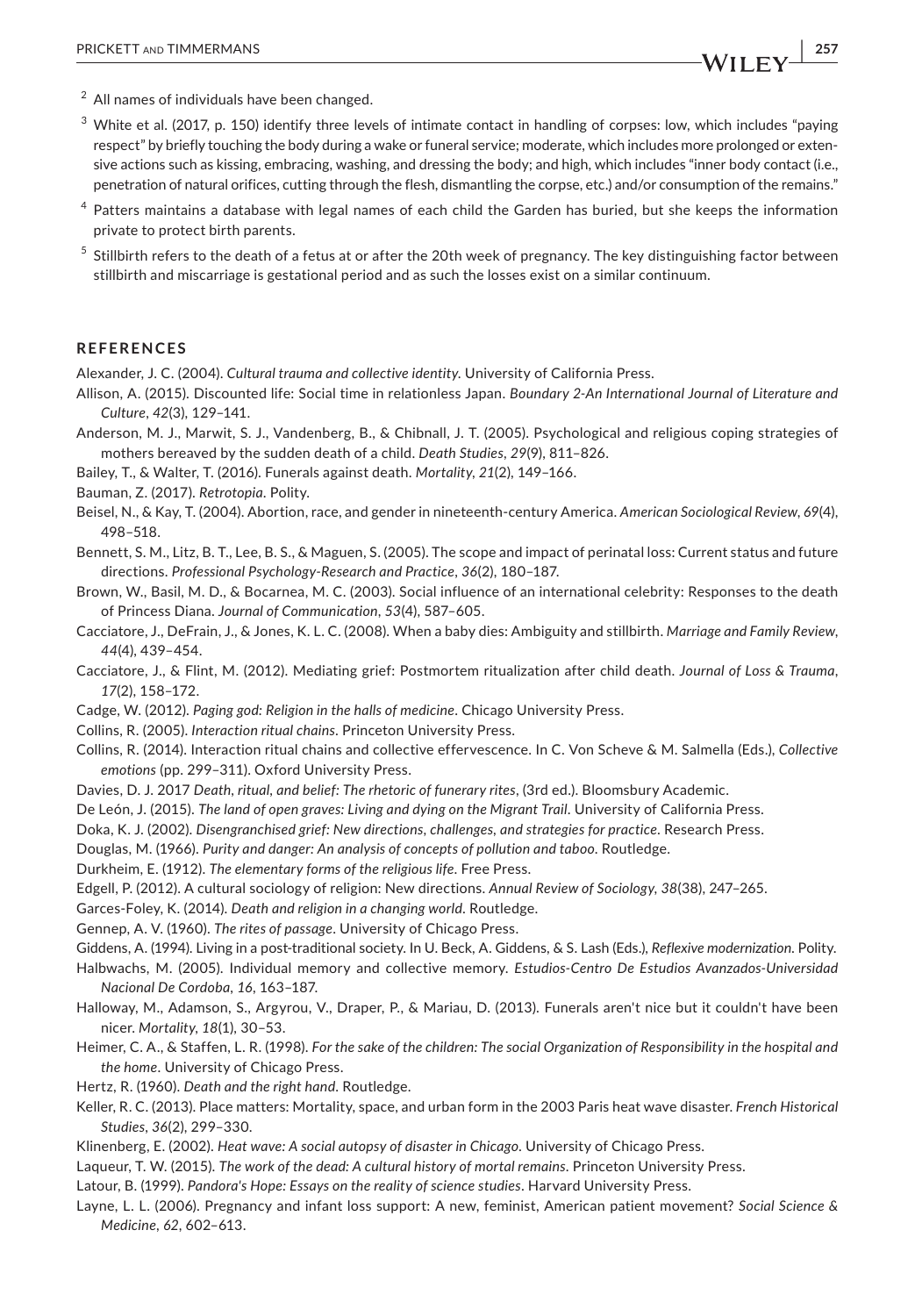[2] All names of individuals have been changed.

[3] White et al. (2017, p. 150) identify three levels of intimate contact in handling of corpses: low, which includes "paying respect" by briefly touching the body during a wake or funeral service; moderate, which includes more prolonged or extensive actions such as kissing, embracing, washing, and dressing the body; and high, which includes "inner body contact (i.e., penetration of natural orifices, cutting through the flesh, dismantling the corpse, etc.) and/or consumption of the remains."

[4] Patters maintains a database with legal names of each child the Garden has buried, but she keeps the information private to protect birth parents.

[5] Stillbirth refers to the death of a fetus at or after the 20th week of pregnancy. The key distinguishing factor between stillbirth and miscarriage is gestational period and as such the losses exist on a similar continuum.

## REFERENCES

Alexander, J. C. (2004). *Cultural trauma and collective identity*. University of California Press.

Allison, A. (2015). Discounted life: Social time in relationless Japan. *Boundary 2-An International Journal of Literature and Culture*, *42*(3), 129–141.

Anderson, M. J., Marwit, S. J., Vandenberg, B., & Chibnall, J. T. (2005). Psychological and religious coping strategies of mothers bereaved by the sudden death of a child. *Death Studies*, *29*(9), 811–826.

Bailey, T., & Walter, T. (2016). Funerals against death. *Mortality*, *21*(2), 149–166.

Bauman, Z. (2017). *Retrotopia*. Polity.

Beisel, N., & Kay, T. (2004). Abortion, race, and gender in nineteenth-century America. *American Sociological Review*, *69*(4), 498–518.

Bennett, S. M., Litz, B. T., Lee, B. S., & Maguen, S. (2005). The scope and impact of perinatal loss: Current status and future directions. *Professional Psychology-Research and Practice*, *36*(2), 180–187.

Brown, W., Basil, M. D., & Bocarnea, M. C. (2003). Social influence of an international celebrity: Responses to the death of Princess Diana. *Journal of Communication*, *53*(4), 587–605.

Cacciatore, J., DeFrain, J., & Jones, K. L. C. (2008). When a baby dies: Ambiguity and stillbirth. *Marriage and Family Review*, *44*(4), 439–454.

Cacciatore, J., & Flint, M. (2012). Mediating grief: Postmortem ritualization after child death. *Journal of Loss & Trauma*, *17*(2), 158–172.

Cadge, W. (2012). *Paging god: Religion in the halls of medicine*. Chicago University Press.

Collins, R. (2005). *Interaction ritual chains*. Princeton University Press.

Collins, R. (2014). Interaction ritual chains and collective effervescence. In C. Von Scheve & M. Salmella (Eds.), *Collective emotions* (pp. 299–311). Oxford University Press.

Davies, D. J. 2017 *Death, ritual, and belief: The rhetoric of funerary rites*, (3rd ed.). Bloomsbury Academic.

De León, J. (2015). *The land of open graves: Living and dying on the Migrant Trail*. University of California Press.

Doka, K. J. (2002). *Disengranchised grief: New directions, challenges, and strategies for practice*. Research Press.

Douglas, M. (1966). *Purity and danger: An analysis of concepts of pollution and taboo*. Routledge.

Durkheim, E. (1912). *The elementary forms of the religious life*. Free Press.

Edgell, P. (2012). A cultural sociology of religion: New directions. *Annual Review of Sociology*, *38*(38), 247–265.

Garces-Foley, K. (2014). *Death and religion in a changing world*. Routledge.

Gennep, A. V. (1960). *The rites of passage*. University of Chicago Press.

Giddens, A. (1994). Living in a post-traditional society. In U. Beck, A. Giddens, & S. Lash (Eds.), *Reflexive modernization*. Polity.

Halbwachs, M. (2005). Individual memory and collective memory. *Estudios-Centro De Estudios Avanzados-Universidad Nacional De Cordoba*, *16*, 163–187.

Halloway, M., Adamson, S., Argyrou, V., Draper, P., & Mariau, D. (2013). Funerals aren't nice but it couldn't have been nicer. *Mortality*, *18*(1), 30–53.

Heimer, C. A., & Staffen, L. R. (1998). *For the sake of the children: The social Organization of Responsibility in the hospital and the home*. University of Chicago Press.

Hertz, R. (1960). *Death and the right hand*. Routledge.

Keller, R. C. (2013). Place matters: Mortality, space, and urban form in the 2003 Paris heat wave disaster. *French Historical Studies*, *36*(2), 299–330.

Klinenberg, E. (2002). *Heat wave: A social autopsy of disaster in Chicago*. University of Chicago Press.

Laqueur, T. W. (2015). *The work of the dead: A cultural history of mortal remains*. Princeton University Press.

Latour, B. (1999). *Pandora's Hope: Essays on the reality of science studies*. Harvard University Press.

Layne, L. L. (2006). Pregnancy and infant loss support: A new, feminist, American patient movement? *Social Science & Medicine*, *62*, 602–613.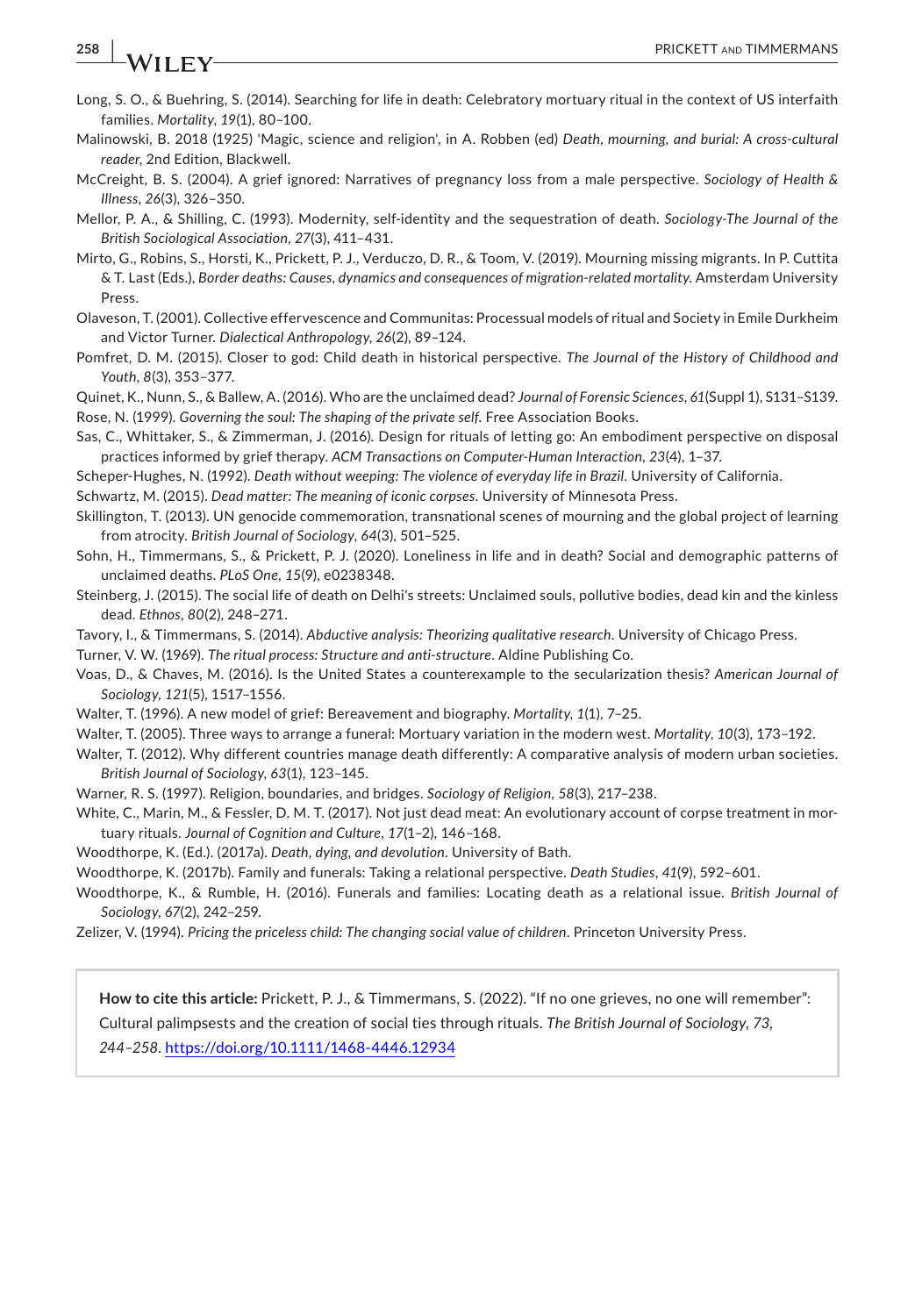Long, S. O., & Buehring, S. (2014). Searching for life in death: Celebratory mortuary ritual in the context of US interfaith families. *Mortality*, *19*(1), 80–100.

Malinowski, B. 2018 (1925) 'Magic, science and religion', in A. Robben (ed) *Death, mourning, and burial: A cross-cultural reader*, 2nd Edition, Blackwell.

McCreight, B. S. (2004). A grief ignored: Narratives of pregnancy loss from a male perspective. *Sociology of Health & Illness*, *26*(3), 326–350.

Mellor, P. A., & Shilling, C. (1993). Modernity, self-identity and the sequestration of death. *Sociology-The Journal of the British Sociological Association*, *27*(3), 411–431.

Mirto, G., Robins, S., Horsti, K., Prickett, P. J., Verduczo, D. R., & Toom, V. (2019). Mourning missing migrants. In P. Cuttita & T. Last (Eds.), *Border deaths: Causes, dynamics and consequences of migration-related mortality*. Amsterdam University Press.

Olaveson, T. (2001). Collective effervescence and Communitas: Processual models of ritual and Society in Emile Durkheim and Victor Turner. *Dialectical Anthropology*, *26*(2), 89–124.

Pomfret, D. M. (2015). Closer to god: Child death in historical perspective. *The Journal of the History of Childhood and Youth*, *8*(3), 353–377.

Quinet, K., Nunn, S., & Ballew, A. (2016). Who are the unclaimed dead? *Journal of Forensic Sciences*, *61*(Suppl 1), S131–S139.

Rose, N. (1999). *Governing the soul: The shaping of the private self*. Free Association Books.

Sas, C., Whittaker, S., & Zimmerman, J. (2016). Design for rituals of letting go: An embodiment perspective on disposal practices informed by grief therapy. *ACM Transactions on Computer-Human Interaction*, *23*(4), 1–37.

Scheper-Hughes, N. (1992). *Death without weeping: The violence of everyday life in Brazil*. University of California.

Schwartz, M. (2015). *Dead matter: The meaning of iconic corpses*. University of Minnesota Press.

Skillington, T. (2013). UN genocide commemoration, transnational scenes of mourning and the global project of learning from atrocity. *British Journal of Sociology*, *64*(3), 501–525.

Sohn, H., Timmermans, S., & Prickett, P. J. (2020). Loneliness in life and in death? Social and demographic patterns of unclaimed deaths. *PLoS One*, *15*(9), e0238348.

Steinberg, J. (2015). The social life of death on Delhi's streets: Unclaimed souls, pollutive bodies, dead kin and the kinless dead. *Ethnos*, *80*(2), 248–271.

Tavory, I., & Timmermans, S. (2014). *Abductive analysis: Theorizing qualitative research*. University of Chicago Press.

Turner, V. W. (1969). *The ritual process: Structure and anti-structure*. Aldine Publishing Co.

Voas, D., & Chaves, M. (2016). Is the United States a counterexample to the secularization thesis? *American Journal of Sociology*, *121*(5), 1517–1556.

Walter, T. (1996). A new model of grief: Bereavement and biography. *Mortality*, *1*(1), 7–25.

Walter, T. (2005). Three ways to arrange a funeral: Mortuary variation in the modern west. *Mortality*, *10*(3), 173–192.

Walter, T. (2012). Why different countries manage death differently: A comparative analysis of modern urban societies. *British Journal of Sociology*, *63*(1), 123–145.

Warner, R. S. (1997). Religion, boundaries, and bridges. *Sociology of Religion*, *58*(3), 217–238.

White, C., Marin, M., & Fessler, D. M. T. (2017). Not just dead meat: An evolutionary account of corpse treatment in mortuary rituals. *Journal of Cognition and Culture*, *17*(1–2), 146–168.

Woodthorpe, K. (Ed.). (2017a). *Death, dying, and devolution*. University of Bath.

Woodthorpe, K. (2017b). Family and funerals: Taking a relational perspective. *Death Studies*, *41*(9), 592–601.

Woodthorpe, K., & Rumble, H. (2016). Funerals and families: Locating death as a relational issue. *British Journal of Sociology*, *67*(2), 242–259.

Zelizer, V. (1994). *Pricing the priceless child: The changing social value of children*. Princeton University Press.

**How to cite this article:** Prickett, P. J., & Timmermans, S. (2022). "If no one grieves, no one will remember": Cultural palimpsests and the creation of social ties through rituals. *The British Journal of Sociology*, *73*, *244–258*. https://doi.org/10.1111/1468-4446.12934